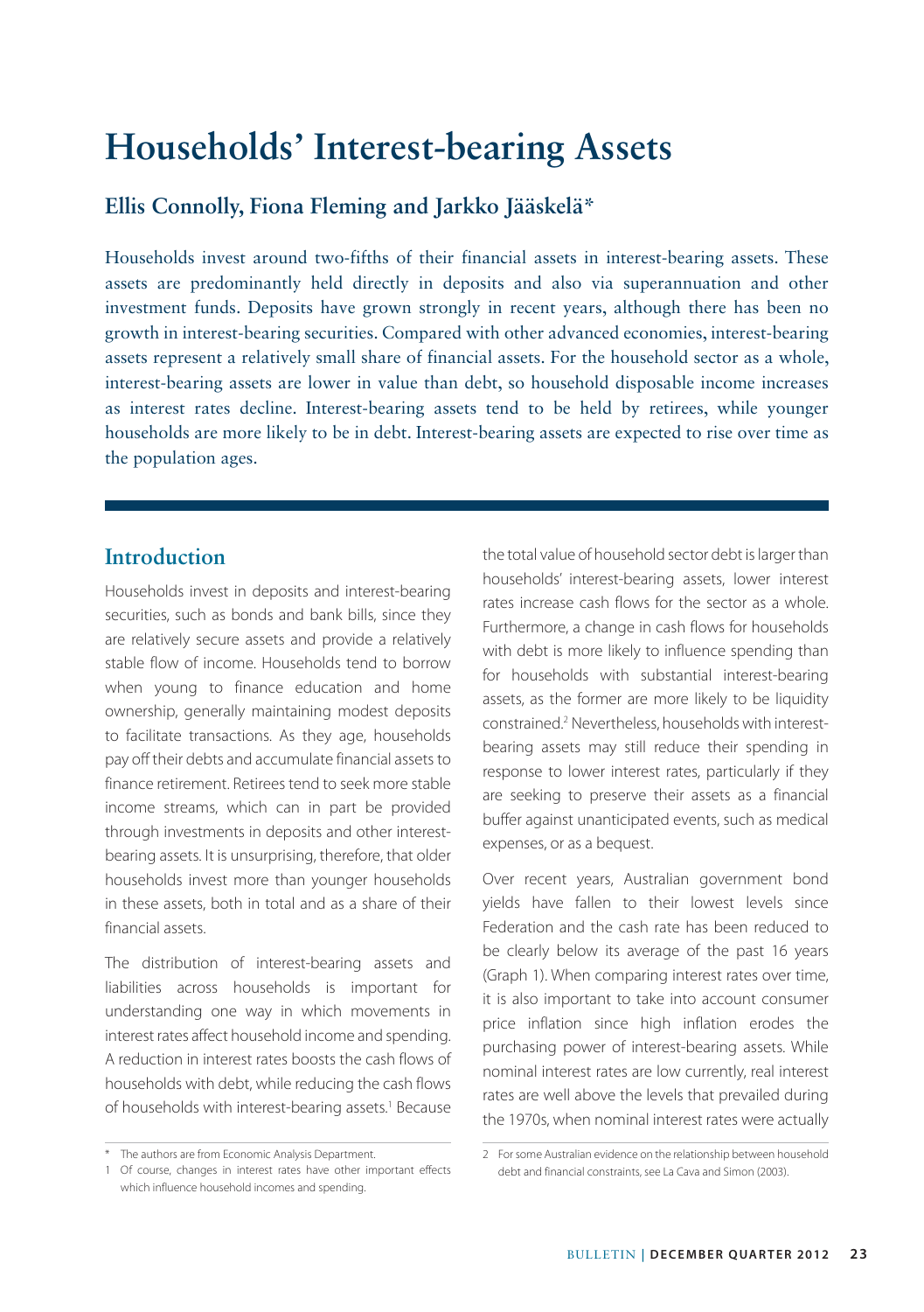# Households' Interest-bearing Assets

## Ellis Connolly, Fiona Fleming and Jarkko Jääskelä*

Households invest around two-fifths of their financial assets in interest-bearing assets. These assets are predominantly held directly in deposits and also via superannuation and other investment funds. Deposits have grown strongly in recent years, although there has been no growth in interest-bearing securities. Compared with other advanced economies, interest-bearing assets represent a relatively small share of financial assets. For the household sector as a whole, interest-bearing assets are lower in value than debt, so household disposable income increases as interest rates decline. Interest-bearing assets tend to be held by retirees, while younger households are more likely to be in debt. Interest-bearing assets are expected to rise over time as the population ages.

## Introduction

Households invest in deposits and interest-bearing securities, such as bonds and bank bills, since they are relatively secure assets and provide a relatively stable flow of income. Households tend to borrow when young to finance education and home ownership, generally maintaining modest deposits to facilitate transactions. As they age, households pay off their debts and accumulate financial assets to finance retirement. Retirees tend to seek more stable income streams, which can in part be provided through investments in deposits and other interest-bearing assets. It is unsurprising, therefore, that older households invest more than younger households in these assets, both in total and as a share of their financial assets.

The distribution of interest-bearing assets and liabilities across households is important for understanding one way in which movements in interest rates affect household income and spending. A reduction in interest rates boosts the cash flows of households with debt, while reducing the cash flows of households with interest-bearing assets.[1] Because the total value of household sector debt is larger than households' interest-bearing assets, lower interest rates increase cash flows for the sector as a whole. Furthermore, a change in cash flows for households with debt is more likely to influence spending than for households with substantial interest-bearing assets, as the former are more likely to be liquidity constrained.[2] Nevertheless, households with interest-bearing assets may still reduce their spending in response to lower interest rates, particularly if they are seeking to preserve their assets as a financial buffer against unanticipated events, such as medical expenses, or as a bequest.

Over recent years, Australian government bond yields have fallen to their lowest levels since Federation and the cash rate has been reduced to be clearly below its average of the past 16 years (Graph 1). When comparing interest rates over time, it is also important to take into account consumer price inflation since high inflation erodes the purchasing power of interest-bearing assets. While nominal interest rates are low currently, real interest rates are well above the levels that prevailed during the 1970s, when nominal interest rates were actually

\* The authors are from Economic Analysis Department.

1 Of course, changes in interest rates have other important effects which influence household incomes and spending.

2 For some Australian evidence on the relationship between household debt and financial constraints, see La Cava and Simon (2003).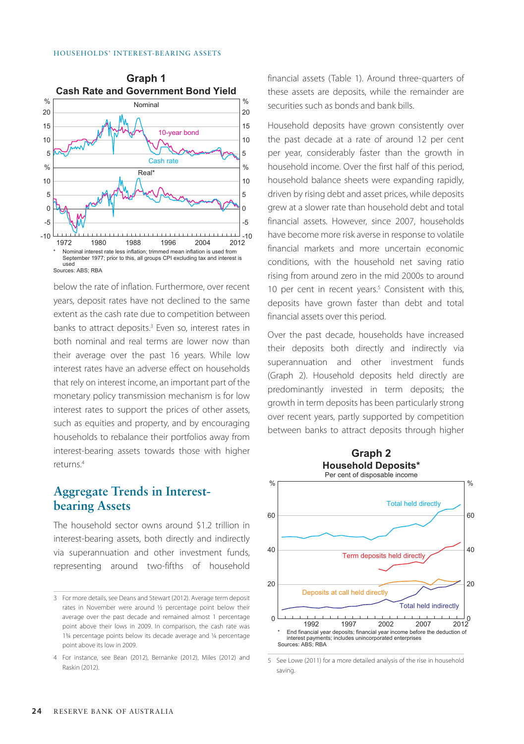**Graph 1**
**Cash Rate and Government Bond Yield**

\* Nominal interest rate less inflation; trimmed mean inflation is used from September 1977; prior to this, all groups CPI excluding tax and interest is used

Sources: ABS; RBA

below the rate of inflation. Furthermore, over recent years, deposit rates have not declined to the same extent as the cash rate due to competition between banks to attract deposits.[3] Even so, interest rates in both nominal and real terms are lower now than their average over the past 16 years. While low interest rates have an adverse effect on households that rely on interest income, an important part of the monetary policy transmission mechanism is for low interest rates to support the prices of other assets, such as equities and property, and by encouraging households to rebalance their portfolios away from interest-bearing assets towards those with higher returns.[4]

## Aggregate Trends in Interest-bearing Assets

The household sector owns around $1.2 trillion in interest-bearing assets, both directly and indirectly via superannuation and other investment funds, representing around two-fifths of household financial assets (Table 1). Around three-quarters of these assets are deposits, while the remainder are securities such as bonds and bank bills.

Household deposits have grown consistently over the past decade at a rate of around 12 per cent per year, considerably faster than the growth in household income. Over the first half of this period, household balance sheets were expanding rapidly, driven by rising debt and asset prices, while deposits grew at a slower rate than household debt and total financial assets. However, since 2007, households have become more risk averse in response to volatile financial markets and more uncertain economic conditions, with the household net saving ratio rising from around zero in the mid 2000s to around 10 per cent in recent years.[5] Consistent with this, deposits have grown faster than debt and total financial assets over this period.

Over the past decade, households have increased their deposits both directly and indirectly via superannuation and other investment funds (Graph 2). Household deposits held directly are predominantly invested in term deposits; the growth in term deposits has been particularly strong over recent years, partly supported by competition between banks to attract deposits through higher

**Graph 2**
**Household Deposits\***
Per cent of disposable income

\* End financial year deposits; financial year income before the deduction of interest payments; includes unincorporated enterprises

Sources: ABS; RBA

---

3 For more details, see Deans and Stewart (2012). Average term deposit rates in November were around ½ percentage point below their average over the past decade and remained almost 1 percentage point above their lows in 2009. In comparison, the cash rate was 1¾ percentage points below its decade average and ¼ percentage point above its low in 2009.

4 For instance, see Bean (2012), Bernanke (2012), Miles (2012) and Raskin (2012).

5 See Lowe (2011) for a more detailed analysis of the rise in household saving.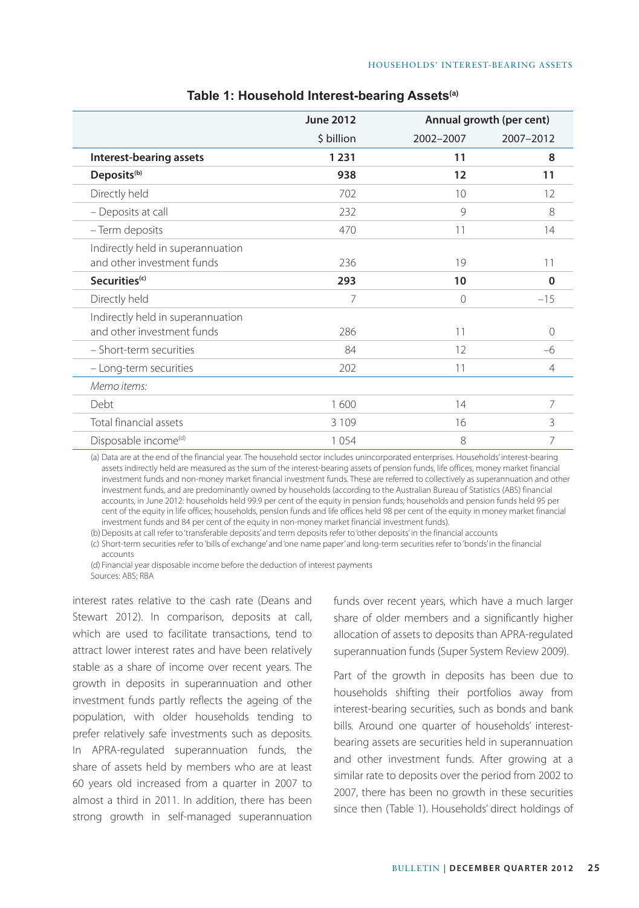**Table 1: Household Interest-bearing Assets[(a)]**

| | June 2012 | Annual growth (per cent) | |
|---|---|---|---|
| | $ billion | 2002–2007 | 2007–2012 |
| **Interest-bearing assets** | **1 231** | **11** | **8** |
| **Deposits[(b)]** | **938** | **12** | **11** |
| Directly held | 702 | 10 | 12 |
| – Deposits at call | 232 | 9 | 8 |
| – Term deposits | 470 | 11 | 14 |
| Indirectly held in superannuation and other investment funds | 236 | 19 | 11 |
| **Securities[(c)]** | **293** | **10** | **0** |
| Directly held | 7 | 0 | –15 |
| Indirectly held in superannuation and other investment funds | 286 | 11 | 0 |
| – Short-term securities | 84 | 12 | –6 |
| – Long-term securities | 202 | 11 | 4 |
| *Memo items:* | | | |
| Debt | 1 600 | 14 | 7 |
| Total financial assets | 3 109 | 16 | 3 |
| Disposable income[(d)] | 1 054 | 8 | 7 |

(a) Data are at the end of the financial year. The household sector includes unincorporated enterprises. Households' interest-bearing assets indirectly held are measured as the sum of the interest-bearing assets of pension funds, life offices, money market financial investment funds and non-money market financial investment funds. These are referred to collectively as superannuation and other investment funds, and are predominantly owned by households (according to the Australian Bureau of Statistics (ABS) financial accounts, in June 2012: households held 99.9 per cent of the equity in pension funds; households and pension funds held 95 per cent of the equity in life offices; households, pension funds and life offices held 98 per cent of the equity in money market financial investment funds and 84 per cent of the equity in non-money market financial investment funds).

(b) Deposits at call refer to 'transferable deposits' and term deposits refer to 'other deposits' in the financial accounts

(c) Short-term securities refer to 'bills of exchange' and 'one name paper' and long-term securities refer to 'bonds' in the financial accounts

(d) Financial year disposable income before the deduction of interest payments

Sources: ABS; RBA

interest rates relative to the cash rate (Deans and Stewart 2012). In comparison, deposits at call, which are used to facilitate transactions, tend to attract lower interest rates and have been relatively stable as a share of income over recent years. The growth in deposits in superannuation and other investment funds partly reflects the ageing of the population, with older households tending to prefer relatively safe investments such as deposits. In APRA-regulated superannuation funds, the share of assets held by members who are at least 60 years old increased from a quarter in 2007 to almost a third in 2011. In addition, there has been strong growth in self-managed superannuation funds over recent years, which have a much larger share of older members and a significantly higher allocation of assets to deposits than APRA-regulated superannuation funds (Super System Review 2009).

Part of the growth in deposits has been due to households shifting their portfolios away from interest-bearing securities, such as bonds and bank bills. Around one quarter of households' interest-bearing assets are securities held in superannuation and other investment funds. After growing at a similar rate to deposits over the period from 2002 to 2007, there has been no growth in these securities since then (Table 1). Households' direct holdings of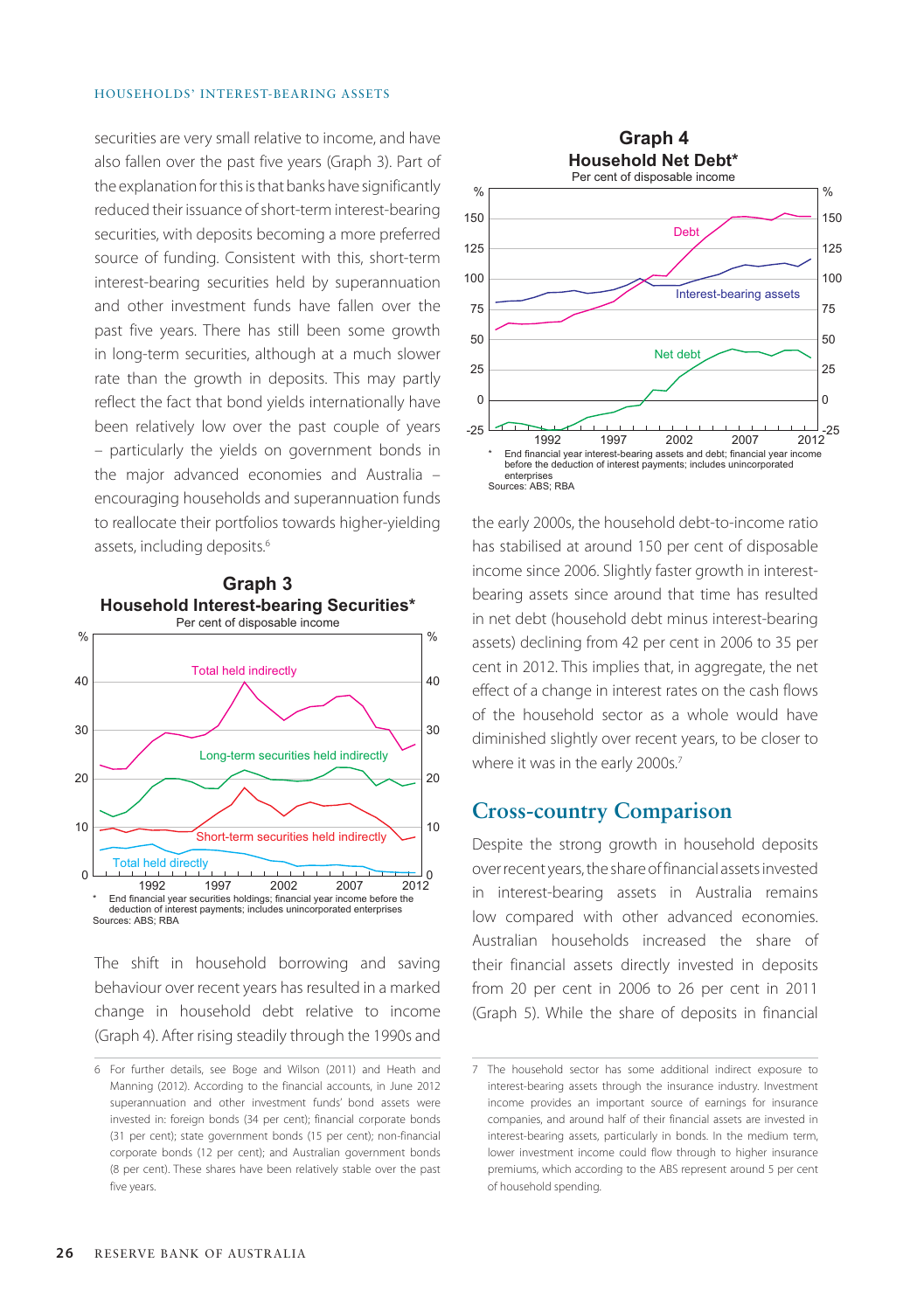securities are very small relative to income, and have also fallen over the past five years (Graph 3). Part of the explanation for this is that banks have significantly reduced their issuance of short-term interest-bearing securities, with deposits becoming a more preferred source of funding. Consistent with this, short-term interest-bearing securities held by superannuation and other investment funds have fallen over the past five years. There has still been some growth in long-term securities, although at a much slower rate than the growth in deposits. This may partly reflect the fact that bond yields internationally have been relatively low over the past couple of years – particularly the yields on government bonds in the major advanced economies and Australia – encouraging households and superannuation funds to reallocate their portfolios towards higher-yielding assets, including deposits.[6]

**Graph 3**
**Household Interest-bearing Securities***
Per cent of disposable income

\* End financial year securities holdings; financial year income before the deduction of interest payments; includes unincorporated enterprises
Sources: ABS; RBA

The shift in household borrowing and saving behaviour over recent years has resulted in a marked change in household debt relative to income (Graph 4). After rising steadily through the 1990s and the early 2000s, the household debt-to-income ratio has stabilised at around 150 per cent of disposable income since 2006. Slightly faster growth in interest-bearing assets since around that time has resulted in net debt (household debt minus interest-bearing assets) declining from 42 per cent in 2006 to 35 per cent in 2012. This implies that, in aggregate, the net effect of a change in interest rates on the cash flows of the household sector as a whole would have diminished slightly over recent years, to be closer to where it was in the early 2000s.[7]

**Graph 4**
**Household Net Debt***
Per cent of disposable income

\* End financial year interest-bearing assets and debt; financial year income before the deduction of interest payments; includes unincorporated enterprises
Sources: ABS; RBA

## Cross-country Comparison

Despite the strong growth in household deposits over recent years, the share of financial assets invested in interest-bearing assets in Australia remains low compared with other advanced economies. Australian households increased the share of their financial assets directly invested in deposits from 20 per cent in 2006 to 26 per cent in 2011 (Graph 5). While the share of deposits in financial

---

6 For further details, see Boge and Wilson (2011) and Heath and Manning (2012). According to the financial accounts, in June 2012 superannuation and other investment funds' bond assets were invested in: foreign bonds (34 per cent); financial corporate bonds (31 per cent); state government bonds (15 per cent); non-financial corporate bonds (12 per cent); and Australian government bonds (8 per cent). These shares have been relatively stable over the past five years.

7 The household sector has some additional indirect exposure to interest-bearing assets through the insurance industry. Investment income provides an important source of earnings for insurance companies, and around half of their financial assets are invested in interest-bearing assets, particularly in bonds. In the medium term, lower investment income could flow through to higher insurance premiums, which according to the ABS represent around 5 per cent of household spending.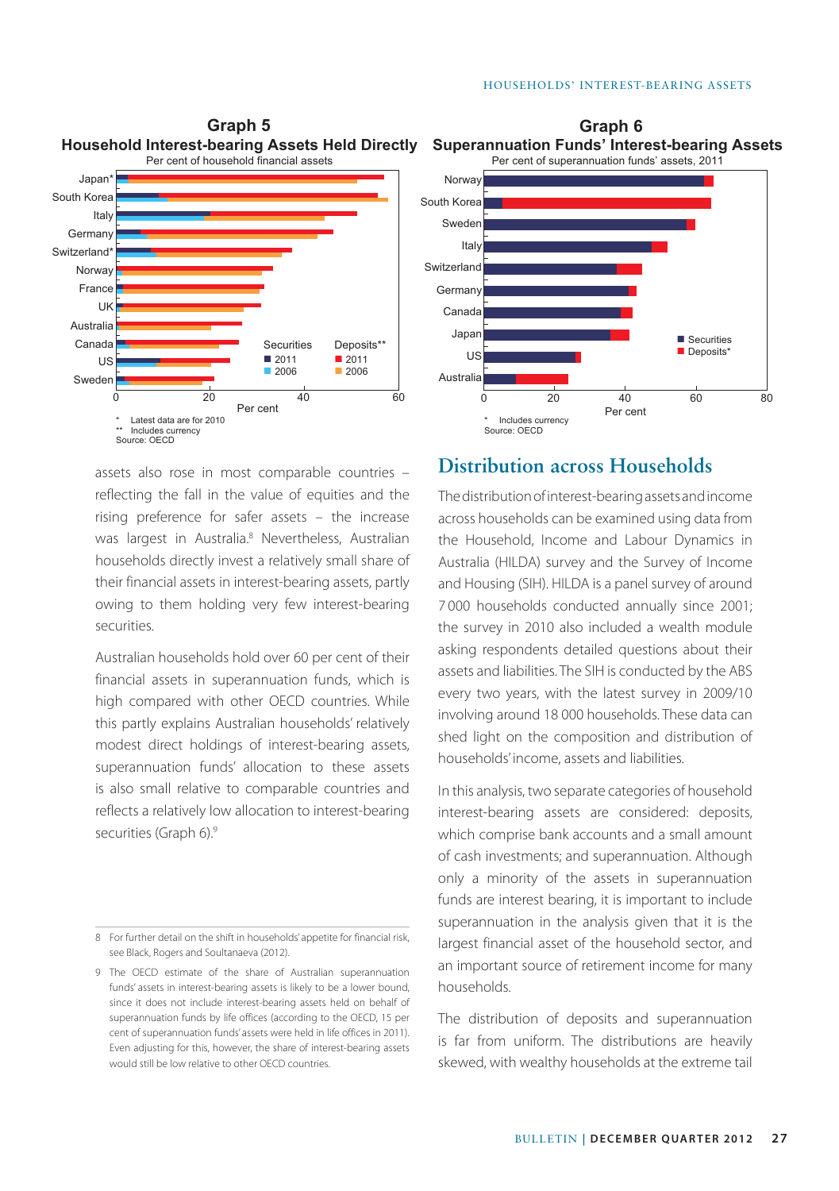**Graph 5**
**Household Interest-bearing Assets Held Directly**
Per cent of household financial assets

\* Latest data are for 2010
\*\* Includes currency
Source: OECD

**Graph 6**
**Superannuation Funds' Interest-bearing Assets**
Per cent of superannuation funds' assets, 2011

\* Includes currency
Source: OECD

assets also rose in most comparable countries – reflecting the fall in the value of equities and the rising preference for safer assets – the increase was largest in Australia.[8] Nevertheless, Australian households directly invest a relatively small share of their financial assets in interest-bearing assets, partly owing to them holding very few interest-bearing securities.

Australian households hold over 60 per cent of their financial assets in superannuation funds, which is high compared with other OECD countries. While this partly explains Australian households' relatively modest direct holdings of interest-bearing assets, superannuation funds' allocation to these assets is also small relative to comparable countries and reflects a relatively low allocation to interest-bearing securities (Graph 6).[9]

## Distribution across Households

The distribution of interest-bearing assets and income across households can be examined using data from the Household, Income and Labour Dynamics in Australia (HILDA) survey and the Survey of Income and Housing (SIH). HILDA is a panel survey of around 7 000 households conducted annually since 2001; the survey in 2010 also included a wealth module asking respondents detailed questions about their assets and liabilities. The SIH is conducted by the ABS every two years, with the latest survey in 2009/10 involving around 18 000 households. These data can shed light on the composition and distribution of households' income, assets and liabilities.

In this analysis, two separate categories of household interest-bearing assets are considered: deposits, which comprise bank accounts and a small amount of cash investments; and superannuation. Although only a minority of the assets in superannuation funds are interest bearing, it is important to include superannuation in the analysis given that it is the largest financial asset of the household sector, and an important source of retirement income for many households.

The distribution of deposits and superannuation is far from uniform. The distributions are heavily skewed, with wealthy households at the extreme tail

---

8 For further detail on the shift in households' appetite for financial risk, see Black, Rogers and Soultanaeva (2012).

9 The OECD estimate of the share of Australian superannuation funds' assets in interest-bearing assets is likely to be a lower bound, since it does not include interest-bearing assets held on behalf of superannuation funds by life offices (according to the OECD, 15 per cent of superannuation funds' assets were held in life offices in 2011). Even adjusting for this, however, the share of interest-bearing assets would still be low relative to other OECD countries.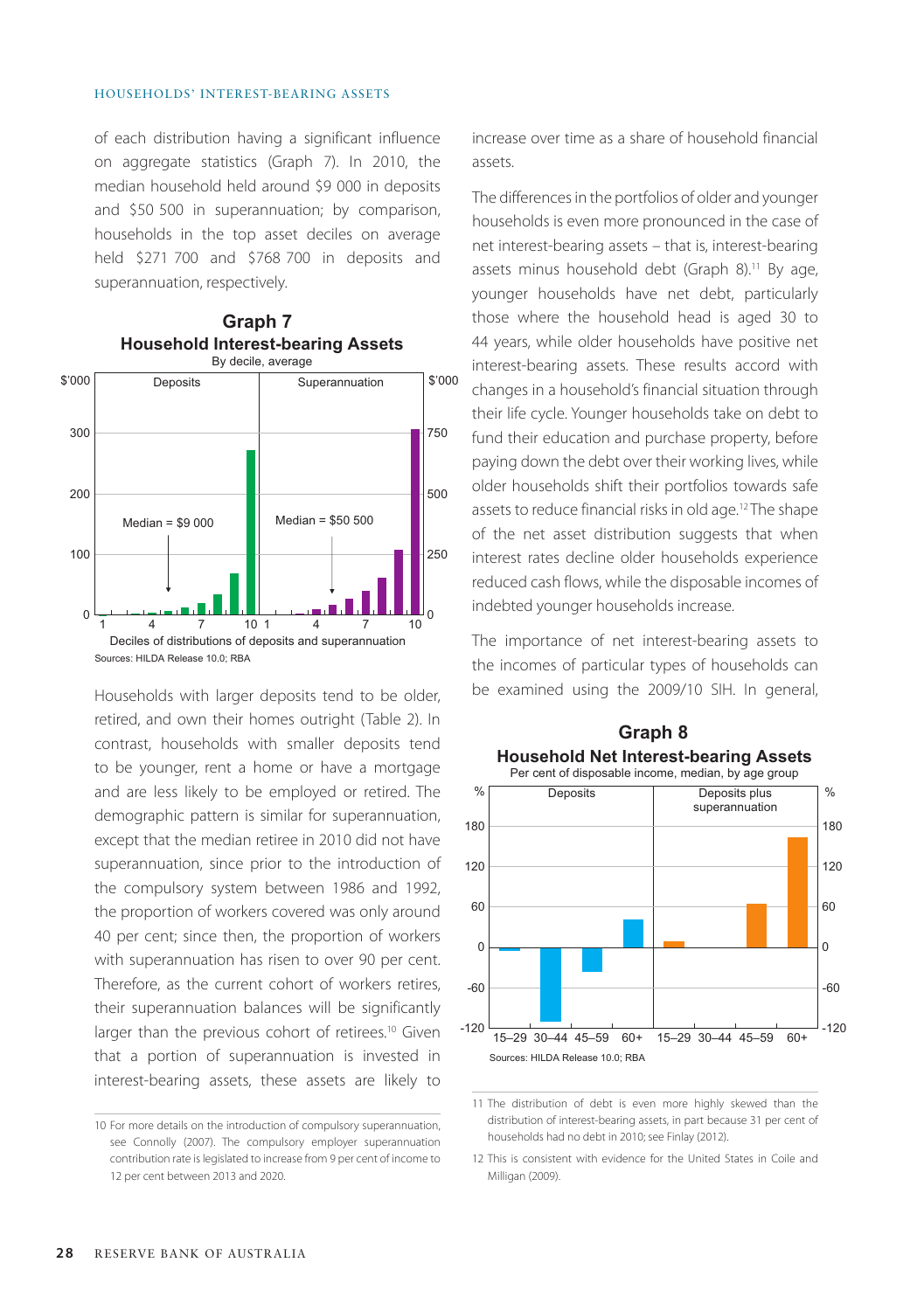of each distribution having a significant influence on aggregate statistics (Graph 7). In 2010, the median household held around \$9 000 in deposits and \$50 500 in superannuation; by comparison, households in the top asset deciles on average held \$271 700 and \$768 700 in deposits and superannuation, respectively.

**Graph 7**
**Household Interest-bearing Assets**
By decile, average

Sources: HILDA Release 10.0; RBA

Households with larger deposits tend to be older, retired, and own their homes outright (Table 2). In contrast, households with smaller deposits tend to be younger, rent a home or have a mortgage and are less likely to be employed or retired. The demographic pattern is similar for superannuation, except that the median retiree in 2010 did not have superannuation, since prior to the introduction of the compulsory system between 1986 and 1992, the proportion of workers covered was only around 40 per cent; since then, the proportion of workers with superannuation has risen to over 90 per cent. Therefore, as the current cohort of workers retires, their superannuation balances will be significantly larger than the previous cohort of retirees.[10] Given that a portion of superannuation is invested in interest-bearing assets, these assets are likely to increase over time as a share of household financial assets.

The differences in the portfolios of older and younger households is even more pronounced in the case of net interest-bearing assets – that is, interest-bearing assets minus household debt (Graph 8).[11] By age, younger households have net debt, particularly those where the household head is aged 30 to 44 years, while older households have positive net interest-bearing assets. These results accord with changes in a household's financial situation through their life cycle. Younger households take on debt to fund their education and purchase property, before paying down the debt over their working lives, while older households shift their portfolios towards safe assets to reduce financial risks in old age.[12] The shape of the net asset distribution suggests that when interest rates decline older households experience reduced cash flows, while the disposable incomes of indebted younger households increase.

The importance of net interest-bearing assets to the incomes of particular types of households can be examined using the 2009/10 SIH. In general,

**Graph 8**
**Household Net Interest-bearing Assets**
Per cent of disposable income, median, by age group

Sources: HILDA Release 10.0; RBA

10 For more details on the introduction of compulsory superannuation, see Connolly (2007). The compulsory employer superannuation contribution rate is legislated to increase from 9 per cent of income to 12 per cent between 2013 and 2020.

11 The distribution of debt is even more highly skewed than the distribution of interest-bearing assets, in part because 31 per cent of households had no debt in 2010; see Finlay (2012).

12 This is consistent with evidence for the United States in Coile and Milligan (2009).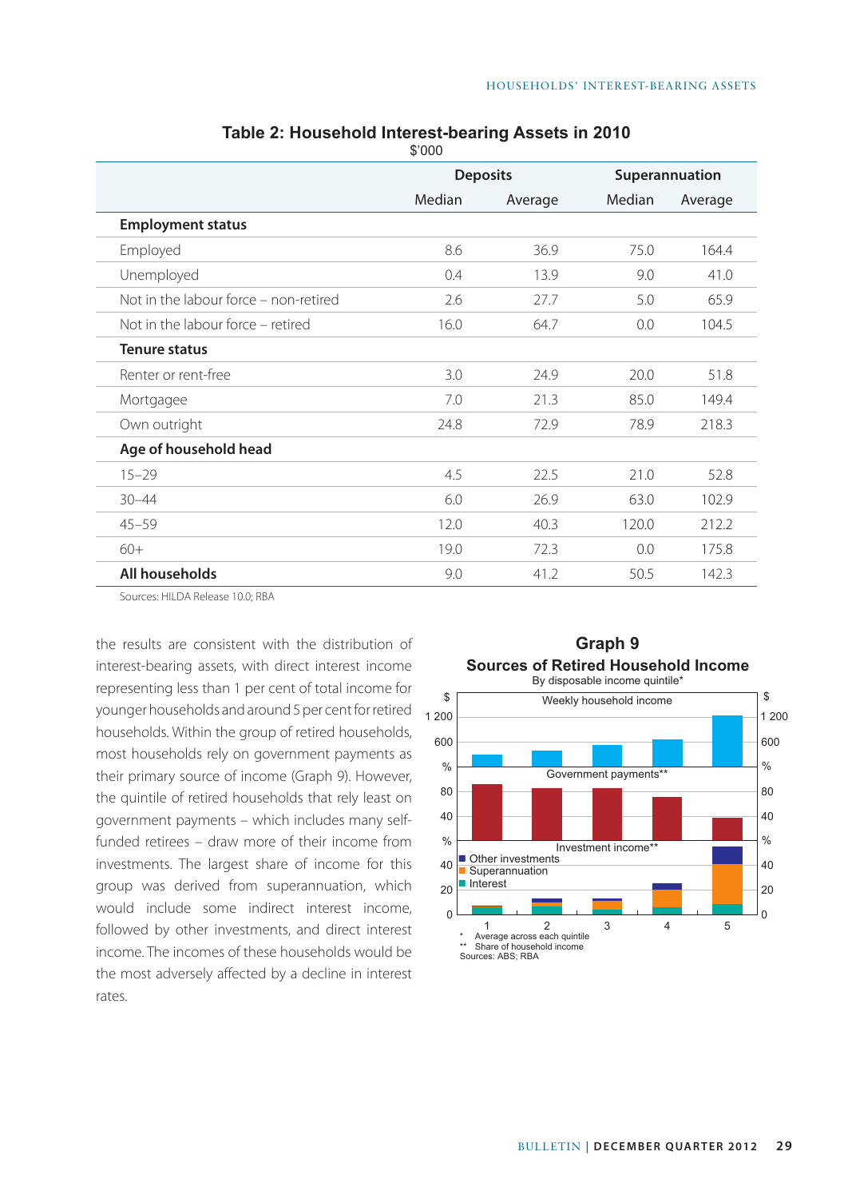**Table 2: Household Interest-bearing Assets in 2010**
$'000

| | Deposits | | Superannuation | |
|---|---|---|---|---|
| | Median | Average | Median | Average |
| **Employment status** | | | | |
| Employed | 8.6 | 36.9 | 75.0 | 164.4 |
| Unemployed | 0.4 | 13.9 | 9.0 | 41.0 |
| Not in the labour force – non-retired | 2.6 | 27.7 | 5.0 | 65.9 |
| Not in the labour force – retired | 16.0 | 64.7 | 0.0 | 104.5 |
| **Tenure status** | | | | |
| Renter or rent-free | 3.0 | 24.9 | 20.0 | 51.8 |
| Mortgagee | 7.0 | 21.3 | 85.0 | 149.4 |
| Own outright | 24.8 | 72.9 | 78.9 | 218.3 |
| **Age of household head** | | | | |
| 15–29 | 4.5 | 22.5 | 21.0 | 52.8 |
| 30–44 | 6.0 | 26.9 | 63.0 | 102.9 |
| 45–59 | 12.0 | 40.3 | 120.0 | 212.2 |
| 60+ | 19.0 | 72.3 | 0.0 | 175.8 |
| **All households** | 9.0 | 41.2 | 50.5 | 142.3 |

Sources: HILDA Release 10.0; RBA

the results are consistent with the distribution of interest-bearing assets, with direct interest income representing less than 1 per cent of total income for younger households and around 5 per cent for retired households. Within the group of retired households, most households rely on government payments as their primary source of income (Graph 9). However, the quintile of retired households that rely least on government payments – which includes many self-funded retirees – draw more of their income from investments. The largest share of income for this group was derived from superannuation, which would include some indirect interest income, followed by other investments, and direct interest income. The incomes of these households would be the most adversely affected by a decline in interest rates.

**Graph 9**
**Sources of Retired Household Income**
By disposable income quintile*

\* Average across each quintile
\*\* Share of household income
Sources: ABS; RBA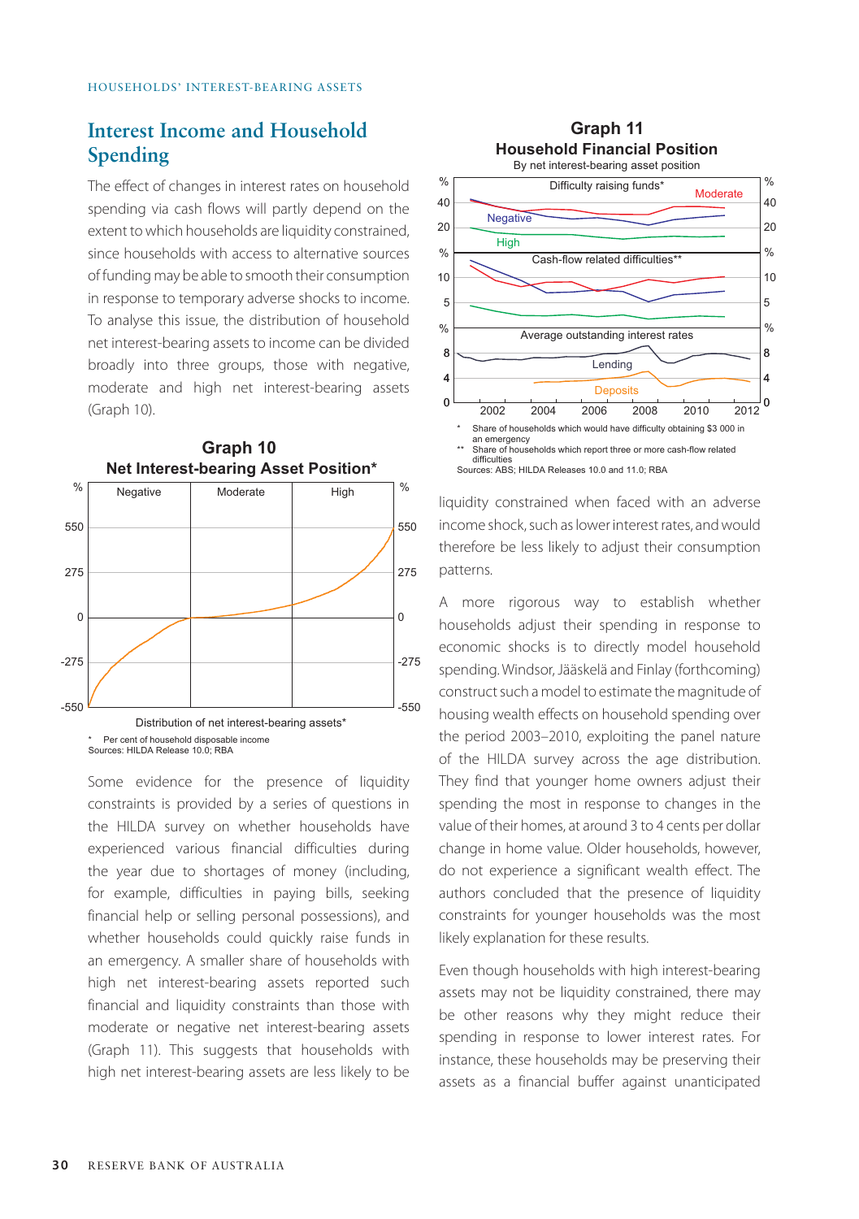## Interest Income and Household Spending

The effect of changes in interest rates on household spending via cash flows will partly depend on the extent to which households are liquidity constrained, since households with access to alternative sources of funding may be able to smooth their consumption in response to temporary adverse shocks to income. To analyse this issue, the distribution of household net interest-bearing assets to income can be divided broadly into three groups, those with negative, moderate and high net interest-bearing assets (Graph 10).

**Graph 10**
**Net Interest-bearing Asset Position***

\* Per cent of household disposable income
Sources: HILDA Release 10.0; RBA

Some evidence for the presence of liquidity constraints is provided by a series of questions in the HILDA survey on whether households have experienced various financial difficulties during the year due to shortages of money (including, for example, difficulties in paying bills, seeking financial help or selling personal possessions), and whether households could quickly raise funds in an emergency. A smaller share of households with high net interest-bearing assets reported such financial and liquidity constraints than those with moderate or negative net interest-bearing assets (Graph 11). This suggests that households with high net interest-bearing assets are less likely to be liquidity constrained when faced with an adverse income shock, such as lower interest rates, and would therefore be less likely to adjust their consumption patterns.

**Graph 11**
**Household Financial Position**
By net interest-bearing asset position

\* Share of households which would have difficulty obtaining $3 000 in an emergency
\*\* Share of households which report three or more cash-flow related difficulties
Sources: ABS; HILDA Releases 10.0 and 11.0; RBA

A more rigorous way to establish whether households adjust their spending in response to economic shocks is to directly model household spending. Windsor, Jääskelä and Finlay (forthcoming) construct such a model to estimate the magnitude of housing wealth effects on household spending over the period 2003–2010, exploiting the panel nature of the HILDA survey across the age distribution. They find that younger home owners adjust their spending the most in response to changes in the value of their homes, at around 3 to 4 cents per dollar change in home value. Older households, however, do not experience a significant wealth effect. The authors concluded that the presence of liquidity constraints for younger households was the most likely explanation for these results.

Even though households with high interest-bearing assets may not be liquidity constrained, there may be other reasons why they might reduce their spending in response to lower interest rates. For instance, these households may be preserving their assets as a financial buffer against unanticipated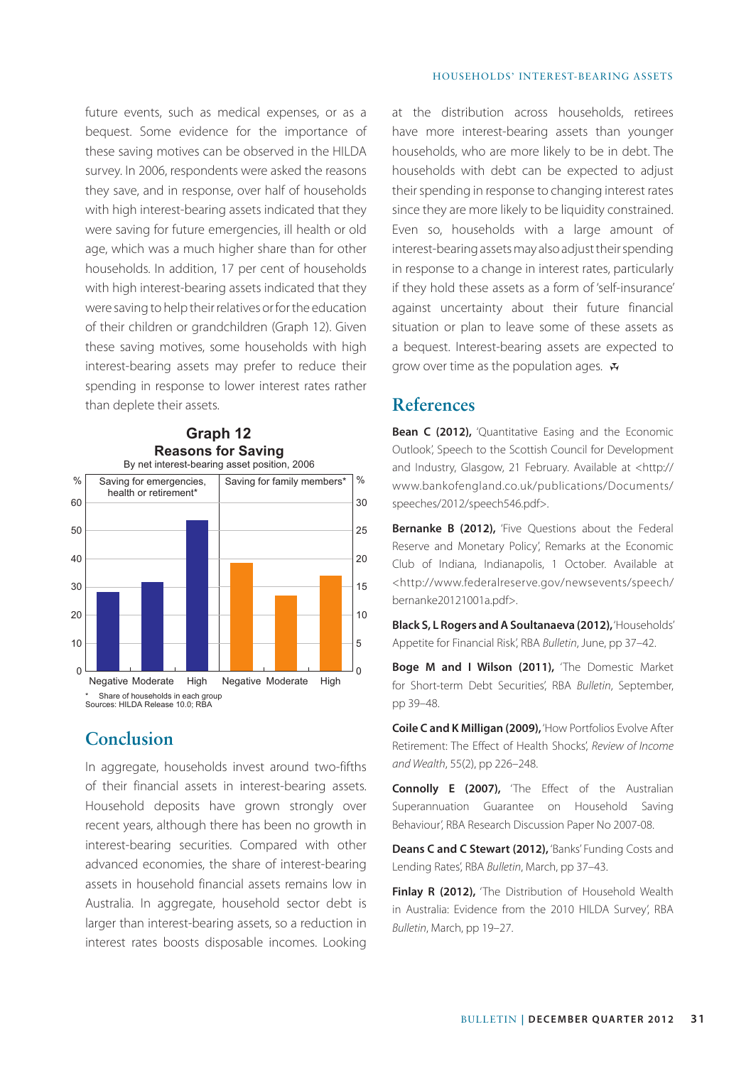future events, such as medical expenses, or as a bequest. Some evidence for the importance of these saving motives can be observed in the HILDA survey. In 2006, respondents were asked the reasons they save, and in response, over half of households with high interest-bearing assets indicated that they were saving for future emergencies, ill health or old age, which was a much higher share than for other households. In addition, 17 per cent of households with high interest-bearing assets indicated that they were saving to help their relatives or for the education of their children or grandchildren (Graph 12). Given these saving motives, some households with high interest-bearing assets may prefer to reduce their spending in response to lower interest rates rather than deplete their assets.

**Graph 12**
**Reasons for Saving**
By net interest-bearing asset position, 2006

\* Share of households in each group
Sources: HILDA Release 10.0; RBA

## Conclusion

In aggregate, households invest around two-fifths of their financial assets in interest-bearing assets. Household deposits have grown strongly over recent years, although there has been no growth in interest-bearing securities. Compared with other advanced economies, the share of interest-bearing assets in household financial assets remains low in Australia. In aggregate, household sector debt is larger than interest-bearing assets, so a reduction in interest rates boosts disposable incomes. Looking at the distribution across households, retirees have more interest-bearing assets than younger households, who are more likely to be in debt. The households with debt can be expected to adjust their spending in response to changing interest rates since they are more likely to be liquidity constrained. Even so, households with a large amount of interest-bearing assets may also adjust their spending in response to a change in interest rates, particularly if they hold these assets as a form of 'self-insurance' against uncertainty about their future financial situation or plan to leave some of these assets as a bequest. Interest-bearing assets are expected to grow over time as the population ages.

## References

**Bean C (2012),** 'Quantitative Easing and the Economic Outlook', Speech to the Scottish Council for Development and Industry, Glasgow, 21 February. Available at <http://www.bankofengland.co.uk/publications/Documents/speeches/2012/speech546.pdf>.

**Bernanke B (2012),** 'Five Questions about the Federal Reserve and Monetary Policy', Remarks at the Economic Club of Indiana, Indianapolis, 1 October. Available at <http://www.federalreserve.gov/newsevents/speech/bernanke20121001a.pdf>.

**Black S, L Rogers and A Soultanaeva (2012),** 'Households' Appetite for Financial Risk', RBA *Bulletin*, June, pp 37–42.

**Boge M and I Wilson (2011),** 'The Domestic Market for Short-term Debt Securities', RBA *Bulletin*, September, pp 39–48.

**Coile C and K Milligan (2009),** 'How Portfolios Evolve After Retirement: The Effect of Health Shocks', *Review of Income and Wealth*, 55(2), pp 226–248.

**Connolly E (2007),** 'The Effect of the Australian Superannuation Guarantee on Household Saving Behaviour', RBA Research Discussion Paper No 2007-08.

**Deans C and C Stewart (2012),** 'Banks' Funding Costs and Lending Rates', RBA *Bulletin*, March, pp 37–43.

**Finlay R (2012),** 'The Distribution of Household Wealth in Australia: Evidence from the 2010 HILDA Survey', RBA *Bulletin*, March, pp 19–27.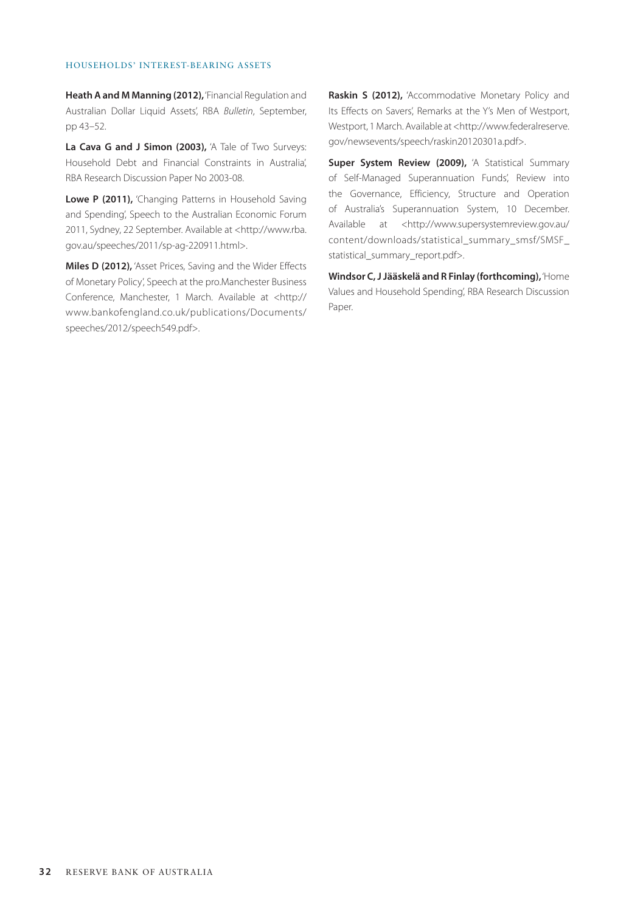**Heath A and M Manning (2012),** 'Financial Regulation and Australian Dollar Liquid Assets', RBA *Bulletin*, September, pp 43–52.

**La Cava G and J Simon (2003),** 'A Tale of Two Surveys: Household Debt and Financial Constraints in Australia', RBA Research Discussion Paper No 2003-08.

**Lowe P (2011),** 'Changing Patterns in Household Saving and Spending', Speech to the Australian Economic Forum 2011, Sydney, 22 September. Available at <http://www.rba.gov.au/speeches/2011/sp-ag-220911.html>.

**Miles D (2012),** 'Asset Prices, Saving and the Wider Effects of Monetary Policy', Speech at the pro.Manchester Business Conference, Manchester, 1 March. Available at <http://www.bankofengland.co.uk/publications/Documents/speeches/2012/speech549.pdf>.

**Raskin S (2012),** 'Accommodative Monetary Policy and Its Effects on Savers', Remarks at the Y's Men of Westport, Westport, 1 March. Available at <http://www.federalreserve.gov/newsevents/speech/raskin20120301a.pdf>.

**Super System Review (2009),** 'A Statistical Summary of Self-Managed Superannuation Funds', Review into the Governance, Efficiency, Structure and Operation of Australia's Superannuation System, 10 December. Available at <http://www.supersystemreview.gov.au/content/downloads/statistical_summary_smsf/SMSF_statistical_summary_report.pdf>.

**Windsor C, J Jääskelä and R Finlay (forthcoming),** 'Home Values and Household Spending', RBA Research Discussion Paper.